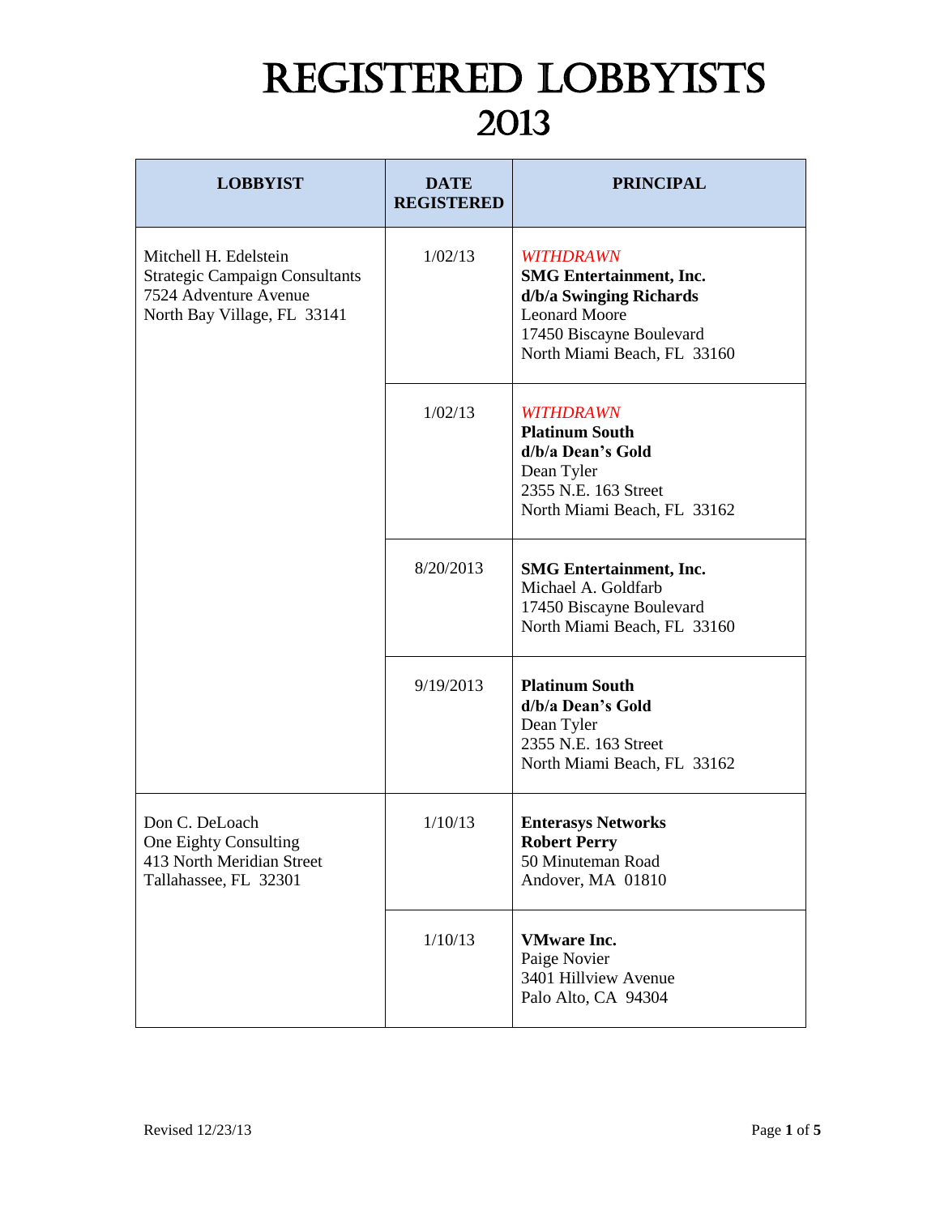# REGISTERED LOBBYISTS 2013

| LOBBYIST | DATE REGISTERED | PRINCIPAL |
|---|---|---|
| Mitchell H. Edelstein<br>Strategic Campaign Consultants<br>7524 Adventure Avenue<br>North Bay Village, FL 33141 | 1/02/13 | *WITHDRAWN*<br>**SMG Entertainment, Inc.**<br>**d/b/a Swinging Richards**<br>Leonard Moore<br>17450 Biscayne Boulevard<br>North Miami Beach, FL 33160 |
| | 1/02/13 | *WITHDRAWN*<br>**Platinum South**<br>**d/b/a Dean's Gold**<br>Dean Tyler<br>2355 N.E. 163 Street<br>North Miami Beach, FL 33162 |
| | 8/20/2013 | **SMG Entertainment, Inc.**<br>Michael A. Goldfarb<br>17450 Biscayne Boulevard<br>North Miami Beach, FL 33160 |
| | 9/19/2013 | **Platinum South**<br>**d/b/a Dean's Gold**<br>Dean Tyler<br>2355 N.E. 163 Street<br>North Miami Beach, FL 33162 |
| Don C. DeLoach<br>One Eighty Consulting<br>413 North Meridian Street<br>Tallahassee, FL 32301 | 1/10/13 | **Enterasys Networks**<br>**Robert Perry**<br>50 Minuteman Road<br>Andover, MA 01810 |
| | 1/10/13 | **VMware Inc.**<br>Paige Novier<br>3401 Hillview Avenue<br>Palo Alto, CA 94304 |

Revised 12/23/13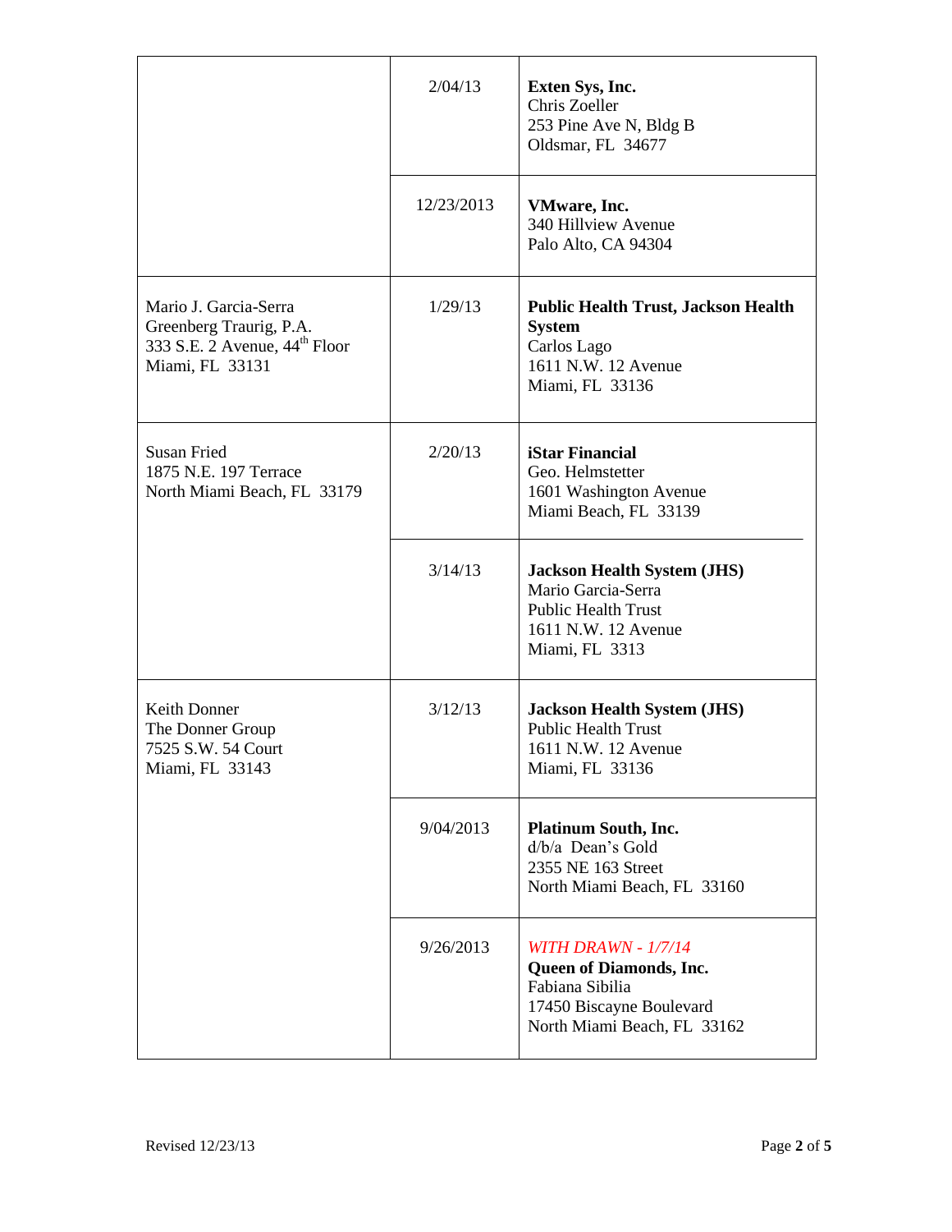| | | |
|---|---|---|
| | 2/04/13 | **Exten Sys, Inc.**<br>Chris Zoeller<br>253 Pine Ave N, Bldg B<br>Oldsmar, FL 34677 |
| | 12/23/2013 | **VMware, Inc.**<br>340 Hillview Avenue<br>Palo Alto, CA 94304 |
| Mario J. Garcia-Serra<br>Greenberg Traurig, P.A.<br>333 S.E. 2 Avenue, 44th Floor<br>Miami, FL 33131 | 1/29/13 | **Public Health Trust, Jackson Health System**<br>Carlos Lago<br>1611 N.W. 12 Avenue<br>Miami, FL 33136 |
| Susan Fried<br>1875 N.E. 197 Terrace<br>North Miami Beach, FL 33179 | 2/20/13 | **iStar Financial**<br>Geo. Helmstetter<br>1601 Washington Avenue<br>Miami Beach, FL 33139 |
| | 3/14/13 | **Jackson Health System (JHS)**<br>Mario Garcia-Serra<br>Public Health Trust<br>1611 N.W. 12 Avenue<br>Miami, FL 3313 |
| Keith Donner<br>The Donner Group<br>7525 S.W. 54 Court<br>Miami, FL 33143 | 3/12/13 | **Jackson Health System (JHS)**<br>Public Health Trust<br>1611 N.W. 12 Avenue<br>Miami, FL 33136 |
| | 9/04/2013 | **Platinum South, Inc.**<br>d/b/a Dean's Gold<br>2355 NE 163 Street<br>North Miami Beach, FL 33160 |
| | 9/26/2013 | *WITH DRAWN - 1/7/14*<br>**Queen of Diamonds, Inc.**<br>Fabiana Sibilia<br>17450 Biscayne Boulevard<br>North Miami Beach, FL 33162 |

Revised 12/23/13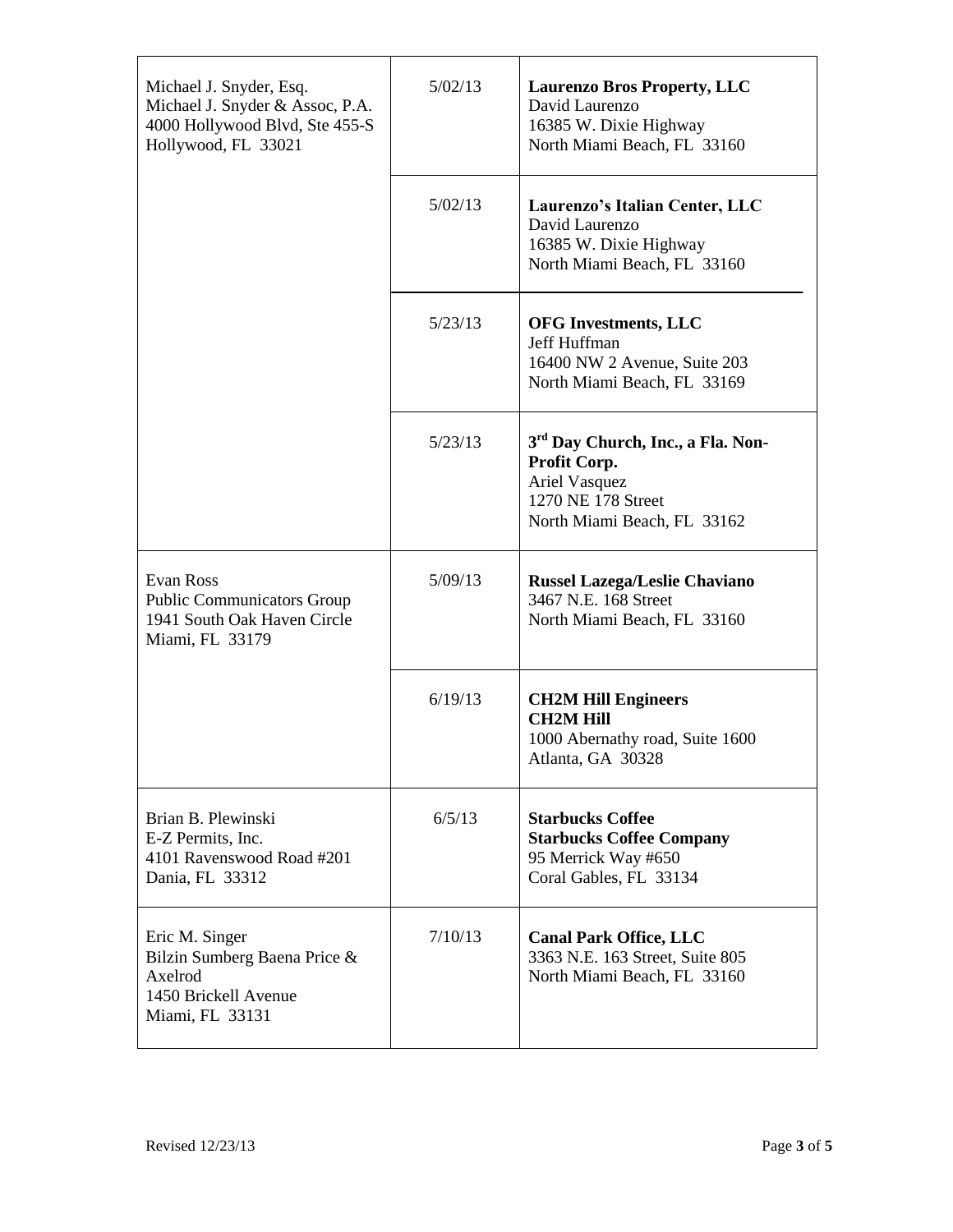| | | |
|---|---|---|
| Michael J. Snyder, Esq.<br>Michael J. Snyder & Assoc, P.A.<br>4000 Hollywood Blvd, Ste 455-S<br>Hollywood, FL 33021 | 5/02/13 | **Laurenzo Bros Property, LLC**<br>David Laurenzo<br>16385 W. Dixie Highway<br>North Miami Beach, FL 33160 |
| | 5/02/13 | **Laurenzo's Italian Center, LLC**<br>David Laurenzo<br>16385 W. Dixie Highway<br>North Miami Beach, FL 33160 |
| | 5/23/13 | **OFG Investments, LLC**<br>Jeff Huffman<br>16400 NW 2 Avenue, Suite 203<br>North Miami Beach, FL 33169 |
| | 5/23/13 | **3rd Day Church, Inc., a Fla. Non-Profit Corp.**<br>Ariel Vasquez<br>1270 NE 178 Street<br>North Miami Beach, FL 33162 |
| Evan Ross<br>Public Communicators Group<br>1941 South Oak Haven Circle<br>Miami, FL 33179 | 5/09/13 | **Russel Lazega/Leslie Chaviano**<br>3467 N.E. 168 Street<br>North Miami Beach, FL 33160 |
| | 6/19/13 | **CH2M Hill Engineers**<br>**CH2M Hill**<br>1000 Abernathy road, Suite 1600<br>Atlanta, GA 30328 |
| Brian B. Plewinski<br>E-Z Permits, Inc.<br>4101 Ravenswood Road #201<br>Dania, FL 33312 | 6/5/13 | **Starbucks Coffee**<br>**Starbucks Coffee Company**<br>95 Merrick Way #650<br>Coral Gables, FL 33134 |
| Eric M. Singer<br>Bilzin Sumberg Baena Price & Axelrod<br>1450 Brickell Avenue<br>Miami, FL 33131 | 7/10/13 | **Canal Park Office, LLC**<br>3363 N.E. 163 Street, Suite 805<br>North Miami Beach, FL 33160 |

Revised 12/23/13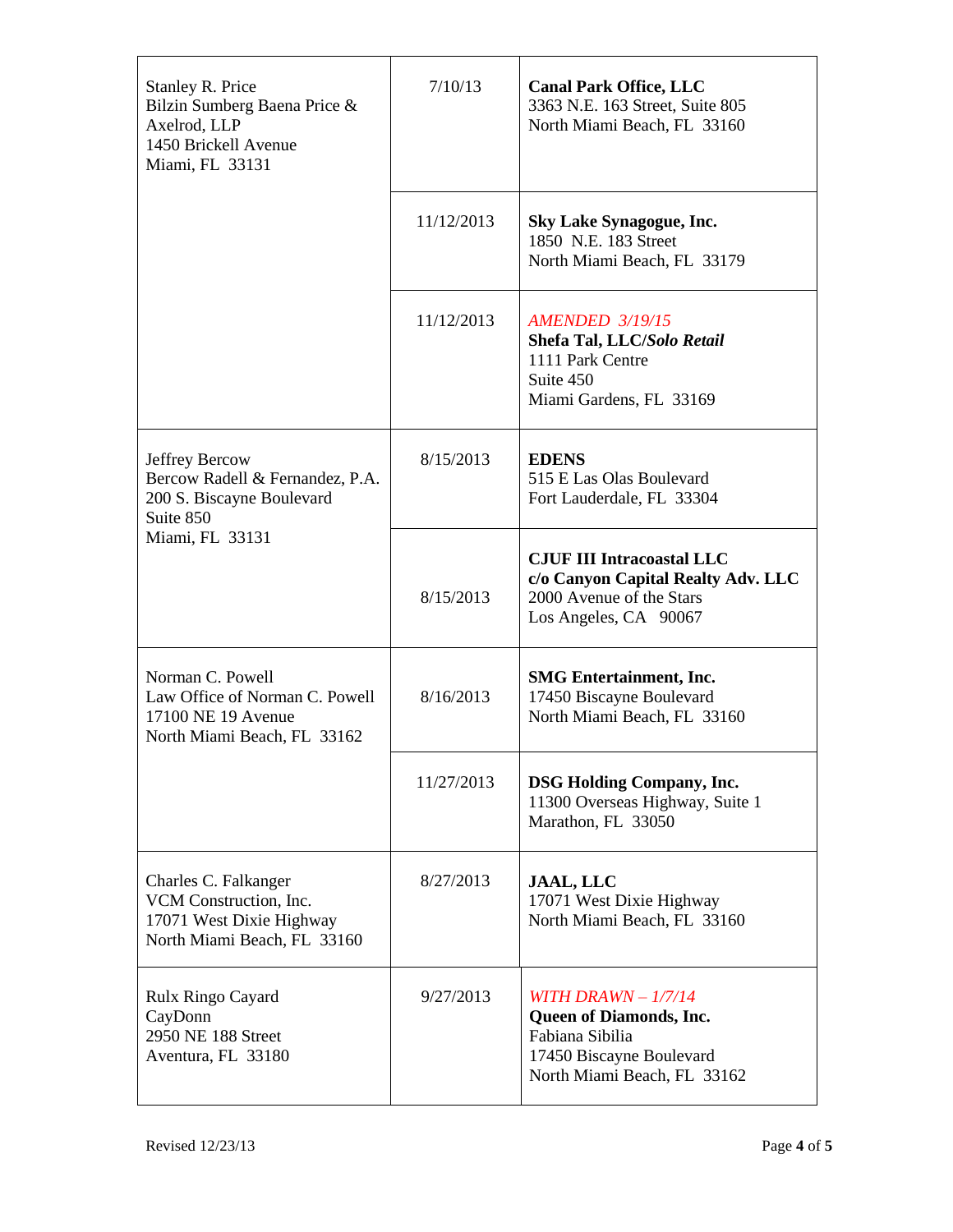| | | |
|---|---|---|
| Stanley R. Price<br>Bilzin Sumberg Baena Price & Axelrod, LLP<br>1450 Brickell Avenue<br>Miami, FL 33131 | 7/10/13 | **Canal Park Office, LLC**<br>3363 N.E. 163 Street, Suite 805<br>North Miami Beach, FL 33160 |
| | 11/12/2013 | **Sky Lake Synagogue, Inc.**<br>1850 N.E. 183 Street<br>North Miami Beach, FL 33179 |
| | 11/12/2013 | *AMENDED 3/19/15*<br>**Shefa Tal, LLC/*Solo Retail***<br>1111 Park Centre<br>Suite 450<br>Miami Gardens, FL 33169 |
| Jeffrey Bercow<br>Bercow Radell & Fernandez, P.A.<br>200 S. Biscayne Boulevard<br>Suite 850<br>Miami, FL 33131 | 8/15/2013 | **EDENS**<br>515 E Las Olas Boulevard<br>Fort Lauderdale, FL 33304 |
| | 8/15/2013 | **CJUF III Intracoastal LLC**<br>**c/o Canyon Capital Realty Adv. LLC**<br>2000 Avenue of the Stars<br>Los Angeles, CA 90067 |
| Norman C. Powell<br>Law Office of Norman C. Powell<br>17100 NE 19 Avenue<br>North Miami Beach, FL 33162 | 8/16/2013 | **SMG Entertainment, Inc.**<br>17450 Biscayne Boulevard<br>North Miami Beach, FL 33160 |
| | 11/27/2013 | **DSG Holding Company, Inc.**<br>11300 Overseas Highway, Suite 1<br>Marathon, FL 33050 |
| Charles C. Falkanger<br>VCM Construction, Inc.<br>17071 West Dixie Highway<br>North Miami Beach, FL 33160 | 8/27/2013 | **JAAL, LLC**<br>17071 West Dixie Highway<br>North Miami Beach, FL 33160 |
| Rulx Ringo Cayard<br>CayDonn<br>2950 NE 188 Street<br>Aventura, FL 33180 | 9/27/2013 | *WITH DRAWN – 1/7/14*<br>**Queen of Diamonds, Inc.**<br>Fabiana Sibilia<br>17450 Biscayne Boulevard<br>North Miami Beach, FL 33162 |

Revised 12/23/13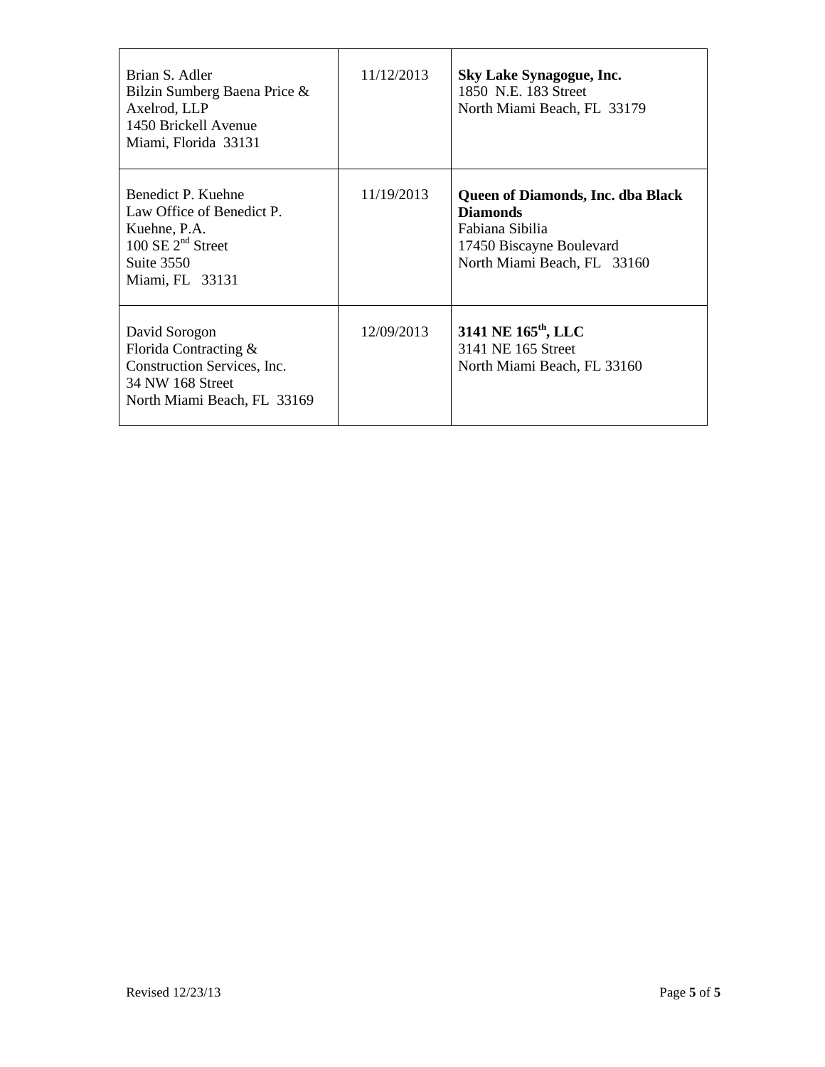| | | |
|---|---|---|
| Brian S. Adler<br>Bilzin Sumberg Baena Price & Axelrod, LLP<br>1450 Brickell Avenue<br>Miami, Florida 33131 | 11/12/2013 | **Sky Lake Synagogue, Inc.**<br>1850 N.E. 183 Street<br>North Miami Beach, FL 33179 |
| Benedict P. Kuehne<br>Law Office of Benedict P. Kuehne, P.A.<br>100 SE 2nd Street<br>Suite 3550<br>Miami, FL 33131 | 11/19/2013 | **Queen of Diamonds, Inc. dba Black Diamonds**<br>Fabiana Sibilia<br>17450 Biscayne Boulevard<br>North Miami Beach, FL 33160 |
| David Sorogon<br>Florida Contracting & Construction Services, Inc.<br>34 NW 168 Street<br>North Miami Beach, FL 33169 | 12/09/2013 | **3141 NE 165th, LLC**<br>3141 NE 165 Street<br>North Miami Beach, FL 33160 |

Revised 12/23/13